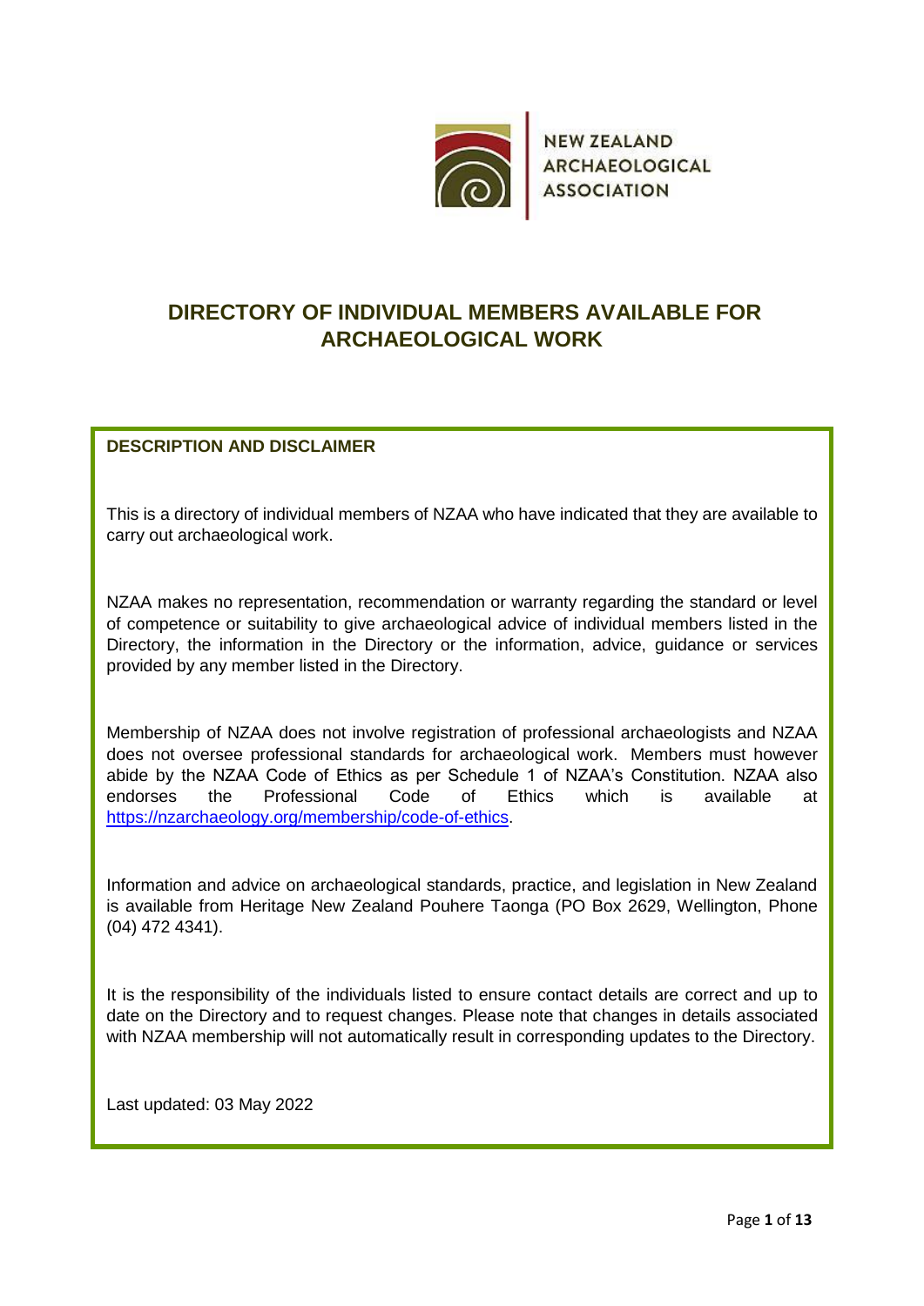NEW ZEALAND ARCHAEOLOGICAL ASSOCIATION

# DIRECTORY OF INDIVIDUAL MEMBERS AVAILABLE FOR ARCHAEOLOGICAL WORK

## DESCRIPTION AND DISCLAIMER

This is a directory of individual members of NZAA who have indicated that they are available to carry out archaeological work.

NZAA makes no representation, recommendation or warranty regarding the standard or level of competence or suitability to give archaeological advice of individual members listed in the Directory, the information in the Directory or the information, advice, guidance or services provided by any member listed in the Directory.

Membership of NZAA does not involve registration of professional archaeologists and NZAA does not oversee professional standards for archaeological work. Members must however abide by the NZAA Code of Ethics as per Schedule 1 of NZAA's Constitution. NZAA also endorses the Professional Code of Ethics which is available at [https://nzarchaeology.org/membership/code-of-ethics](https://nzarchaeology.org/membership/code-of-ethics).

Information and advice on archaeological standards, practice, and legislation in New Zealand is available from Heritage New Zealand Pouhere Taonga (PO Box 2629, Wellington, Phone (04) 472 4341).

It is the responsibility of the individuals listed to ensure contact details are correct and up to date on the Directory and to request changes. Please note that changes in details associated with NZAA membership will not automatically result in corresponding updates to the Directory.

Last updated: 03 May 2022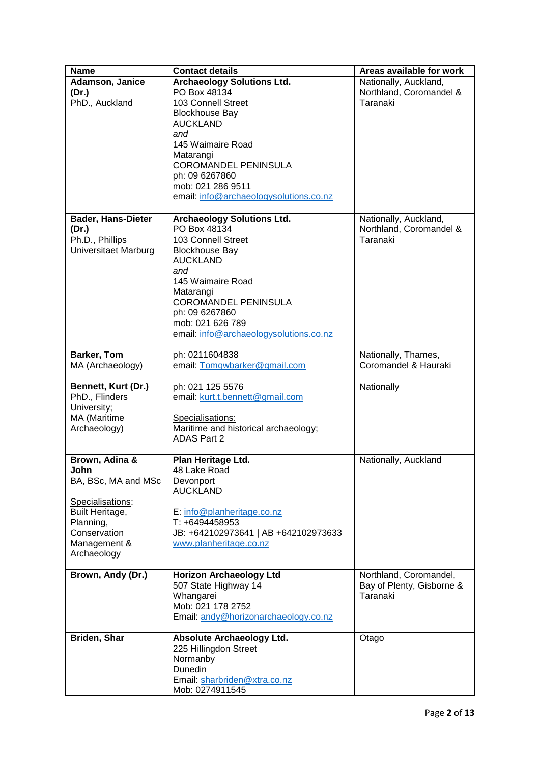| Name | Contact details | Areas available for work |
|---|---|---|
| **Adamson, Janice (Dr.)**<br>PhD., Auckland | **Archaeology Solutions Ltd.**<br>PO Box 48134<br>103 Connell Street<br>Blockhouse Bay<br>AUCKLAND<br>*and*<br>145 Waimaire Road<br>Matarangi<br>COROMANDEL PENINSULA<br>ph: 09 6267860<br>mob: 021 286 9511<br>email: info@archaeologysolutions.co.nz | Nationally, Auckland, Northland, Coromandel & Taranaki |
| **Bader, Hans-Dieter (Dr.)**<br>Ph.D., Phillips Universitaet Marburg | **Archaeology Solutions Ltd.**<br>PO Box 48134<br>103 Connell Street<br>Blockhouse Bay<br>AUCKLAND<br>*and*<br>145 Waimaire Road<br>Matarangi<br>COROMANDEL PENINSULA<br>ph: 09 6267860<br>mob: 021 626 789<br>email: info@archaeologysolutions.co.nz | Nationally, Auckland, Northland, Coromandel & Taranaki |
| **Barker, Tom**<br>MA (Archaeology) | ph: 0211604838<br>email: Tomgwbarker@gmail.com | Nationally, Thames, Coromandel & Hauraki |
| **Bennett, Kurt (Dr.)**<br>PhD., Flinders University;<br>MA (Maritime Archaeology) | ph: 021 125 5576<br>email: kurt.t.bennett@gmail.com<br><br>Specialisations:<br>Maritime and historical archaeology; ADAS Part 2 | Nationally |
| **Brown, Adina & John**<br>BA, BSc, MA and MSc<br><br>Specialisations:<br>Built Heritage, Planning, Conservation Management & Archaeology | **Plan Heritage Ltd.**<br>48 Lake Road<br>Devonport<br>AUCKLAND<br><br>E: info@planheritage.co.nz<br>T: +6494458953<br>JB: +642102973641 \| AB +642102973633<br>www.planheritage.co.nz | Nationally, Auckland |
| **Brown, Andy (Dr.)** | **Horizon Archaeology Ltd**<br>507 State Highway 14<br>Whangarei<br>Mob: 021 178 2752<br>Email: andy@horizonarchaeology.co.nz | Northland, Coromandel, Bay of Plenty, Gisborne & Taranaki |
| **Briden, Shar** | **Absolute Archaeology Ltd.**<br>225 Hillingdon Street<br>Normanby<br>Dunedin<br>Email: sharbriden@xtra.co.nz<br>Mob: 0274911545 | Otago |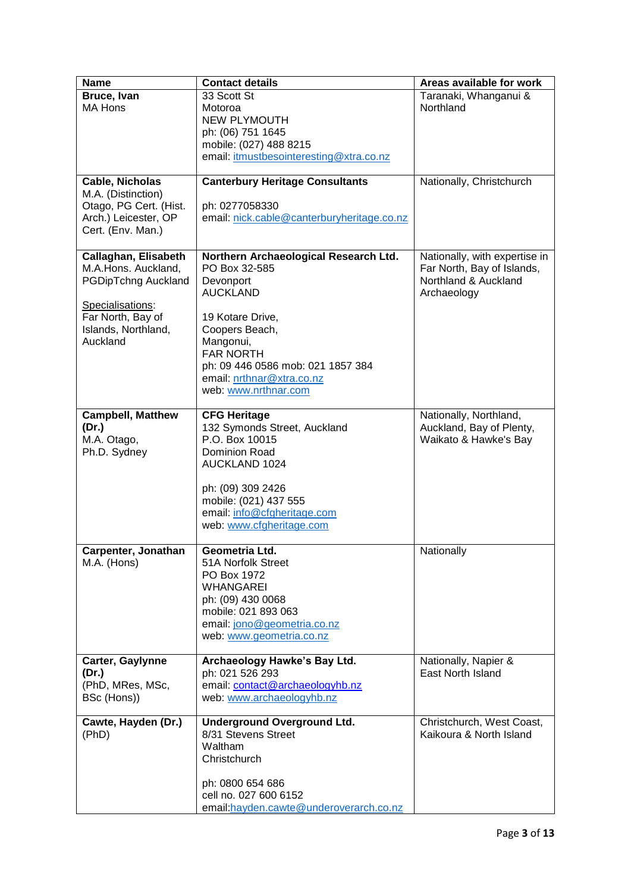| Name | Contact details | Areas available for work |
|---|---|---|
| **Bruce, Ivan**<br>MA Hons | 33 Scott St<br>Motoroa<br>NEW PLYMOUTH<br>ph: (06) 751 1645<br>mobile: (027) 488 8215<br>email: itmustbesointeresting@xtra.co.nz | Taranaki, Whanganui & Northland |
| **Cable, Nicholas**<br>M.A. (Distinction) Otago, PG Cert. (Hist. Arch.) Leicester, OP Cert. (Env. Man.) | **Canterbury Heritage Consultants**<br><br>ph: 0277058330<br>email: nick.cable@canterburyheritage.co.nz | Nationally, Christchurch |
| **Callaghan, Elisabeth**<br>M.A.Hons. Auckland, PGDipTchng Auckland<br><br>Specialisations:<br>Far North, Bay of Islands, Northland, Auckland | **Northern Archaeological Research Ltd.**<br>PO Box 32-585<br>Devonport<br>AUCKLAND<br><br>19 Kotare Drive,<br>Coopers Beach,<br>Mangonui,<br>FAR NORTH<br>ph: 09 446 0586 mob: 021 1857 384<br>email: nrthnar@xtra.co.nz<br>web: www.nrthnar.com | Nationally, with expertise in Far North, Bay of Islands, Northland & Auckland Archaeology |
| **Campbell, Matthew (Dr.)**<br>M.A. Otago,<br>Ph.D. Sydney | **CFG Heritage**<br>132 Symonds Street, Auckland<br>P.O. Box 10015<br>Dominion Road<br>AUCKLAND 1024<br><br>ph: (09) 309 2426<br>mobile: (021) 437 555<br>email: info@cfgheritage.com<br>web: www.cfgheritage.com | Nationally, Northland, Auckland, Bay of Plenty, Waikato & Hawke's Bay |
| **Carpenter, Jonathan**<br>M.A. (Hons) | **Geometria Ltd.**<br>51A Norfolk Street<br>PO Box 1972<br>WHANGAREI<br>ph: (09) 430 0068<br>mobile: 021 893 063<br>email: jono@geometria.co.nz<br>web: www.geometria.co.nz | Nationally |
| **Carter, Gaylynne (Dr.)**<br>(PhD, MRes, MSc, BSc (Hons)) | **Archaeology Hawke's Bay Ltd.**<br>ph: 021 526 293<br>email: contact@archaeologyhb.nz<br>web: www.archaeologyhb.nz | Nationally, Napier & East North Island |
| **Cawte, Hayden (Dr.)**<br>(PhD) | **Underground Overground Ltd.**<br>8/31 Stevens Street<br>Waltham<br>Christchurch<br><br>ph: 0800 654 686<br>cell no. 027 600 6152<br>email:hayden.cawte@underoverarch.co.nz | Christchurch, West Coast, Kaikoura & North Island |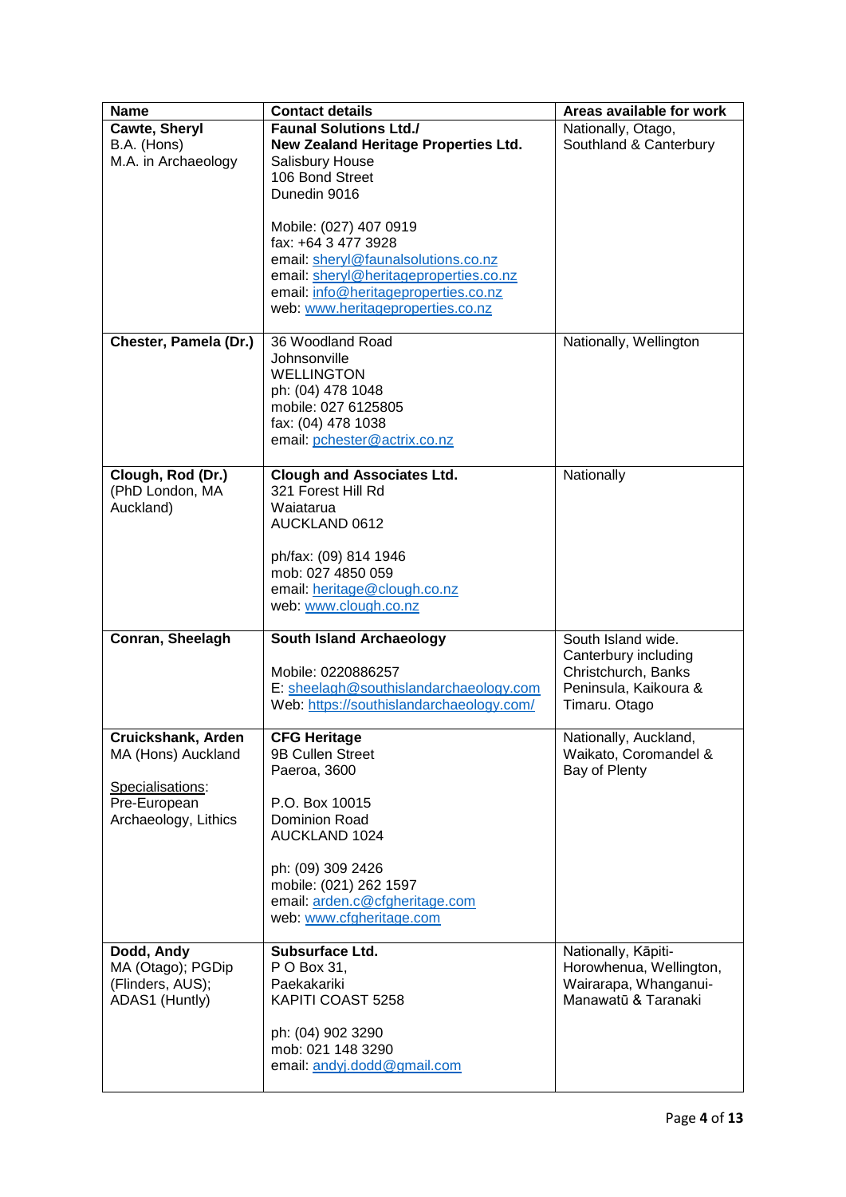| Name | Contact details | Areas available for work |
|---|---|---|
| **Cawte, Sheryl**<br>B.A. (Hons)<br>M.A. in Archaeology | **Faunal Solutions Ltd./**<br>**New Zealand Heritage Properties Ltd.**<br>Salisbury House<br>106 Bond Street<br>Dunedin 9016<br><br>Mobile: (027) 407 0919<br>fax: +64 3 477 3928<br>email: sheryl@faunalsolutions.co.nz<br>email: sheryl@heritageproperties.co.nz<br>email: info@heritageproperties.co.nz<br>web: www.heritageproperties.co.nz | Nationally, Otago, Southland & Canterbury |
| **Chester, Pamela (Dr.)** | 36 Woodland Road<br>Johnsonville<br>WELLINGTON<br>ph: (04) 478 1048<br>mobile: 027 6125805<br>fax: (04) 478 1038<br>email: pchester@actrix.co.nz | Nationally, Wellington |
| **Clough, Rod (Dr.)**<br>(PhD London, MA Auckland) | **Clough and Associates Ltd.**<br>321 Forest Hill Rd<br>Waiatarua<br>AUCKLAND 0612<br><br>ph/fax: (09) 814 1946<br>mob: 027 4850 059<br>email: heritage@clough.co.nz<br>web: www.clough.co.nz | Nationally |
| **Conran, Sheelagh** | **South Island Archaeology**<br><br>Mobile: 0220886257<br>E: sheelagh@southislandarchaeology.com<br>Web: https://southislandarchaeology.com/ | South Island wide. Canterbury including Christchurch, Banks Peninsula, Kaikoura & Timaru. Otago |
| **Cruickshank, Arden**<br>MA (Hons) Auckland<br><br>Specialisations:<br>Pre-European Archaeology, Lithics | **CFG Heritage**<br>9B Cullen Street<br>Paeroa, 3600<br><br>P.O. Box 10015<br>Dominion Road<br>AUCKLAND 1024<br><br>ph: (09) 309 2426<br>mobile: (021) 262 1597<br>email: arden.c@cfgheritage.com<br>web: www.cfgheritage.com | Nationally, Auckland, Waikato, Coromandel & Bay of Plenty |
| **Dodd, Andy**<br>MA (Otago); PGDip (Flinders, AUS); ADAS1 (Huntly) | **Subsurface Ltd.**<br>P O Box 31,<br>Paekakariki<br>KAPITI COAST 5258<br><br>ph: (04) 902 3290<br>mob: 021 148 3290<br>email: andyj.dodd@gmail.com | Nationally, Kāpiti-Horowhenua, Wellington, Wairarapa, Whanganui-Manawatū & Taranaki |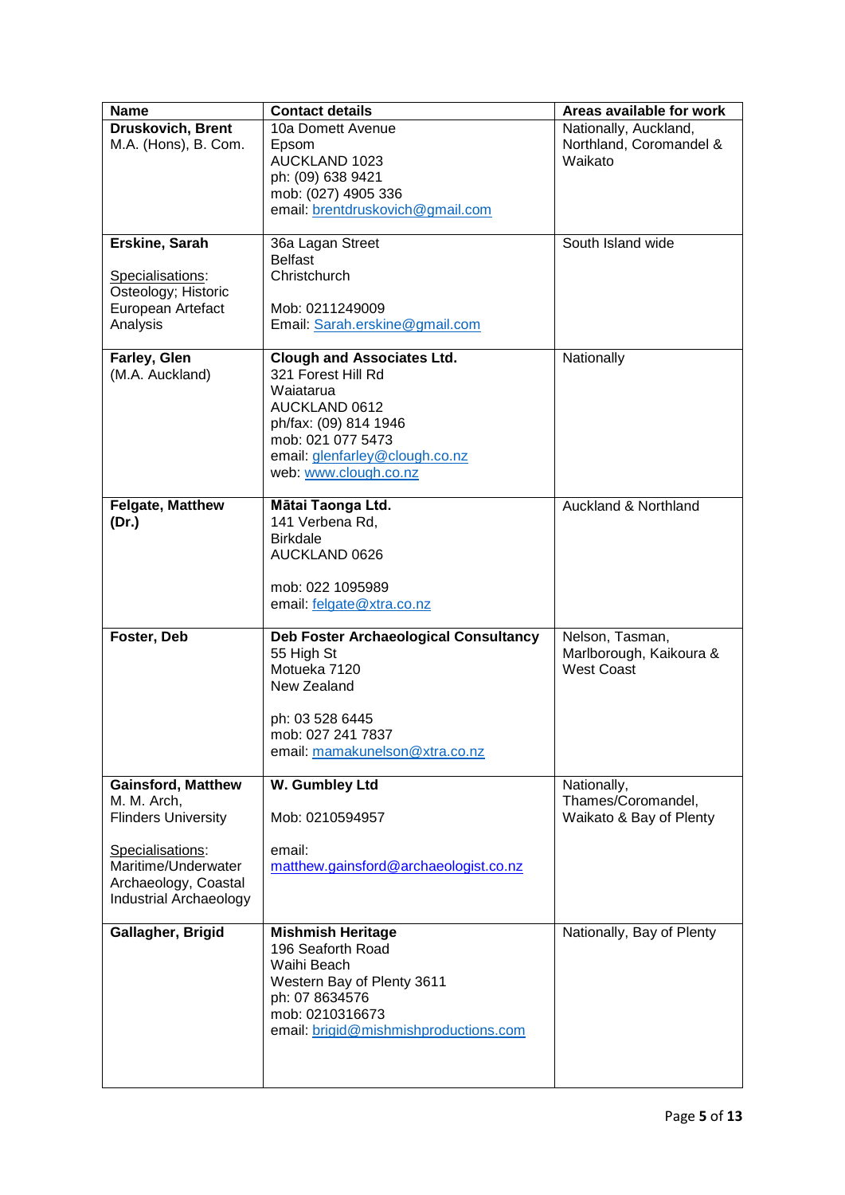| Name | Contact details | Areas available for work |
|---|---|---|
| **Druskovich, Brent**<br>M.A. (Hons), B. Com. | 10a Domett Avenue<br>Epsom<br>AUCKLAND 1023<br>ph: (09) 638 9421<br>mob: (027) 4905 336<br>email: brentdruskovich@gmail.com | Nationally, Auckland, Northland, Coromandel & Waikato |
| **Erskine, Sarah**<br><br>Specialisations:<br>Osteology; Historic European Artefact Analysis | 36a Lagan Street<br>Belfast<br>Christchurch<br><br>Mob: 0211249009<br>Email: Sarah.erskine@gmail.com | South Island wide |
| **Farley, Glen**<br>(M.A. Auckland) | **Clough and Associates Ltd.**<br>321 Forest Hill Rd<br>Waiatarua<br>AUCKLAND 0612<br>ph/fax: (09) 814 1946<br>mob: 021 077 5473<br>email: glenfarley@clough.co.nz<br>web: www.clough.co.nz | Nationally |
| **Felgate, Matthew (Dr.)** | **Mātai Taonga Ltd.**<br>141 Verbena Rd,<br>Birkdale<br>AUCKLAND 0626<br><br>mob: 022 1095989<br>email: felgate@xtra.co.nz | Auckland & Northland |
| **Foster, Deb** | **Deb Foster Archaeological Consultancy**<br>55 High St<br>Motueka 7120<br>New Zealand<br><br>ph: 03 528 6445<br>mob: 027 241 7837<br>email: mamakunelson@xtra.co.nz | Nelson, Tasman, Marlborough, Kaikoura & West Coast |
| **Gainsford, Matthew**<br>M. M. Arch,<br>Flinders University<br><br>Specialisations:<br>Maritime/Underwater Archaeology, Coastal Industrial Archaeology | **W. Gumbley Ltd**<br><br>Mob: 0210594957<br><br>email:<br>matthew.gainsford@archaeologist.co.nz | Nationally, Thames/Coromandel, Waikato & Bay of Plenty |
| **Gallagher, Brigid** | **Mishmish Heritage**<br>196 Seaforth Road<br>Waihi Beach<br>Western Bay of Plenty 3611<br>ph: 07 8634576<br>mob: 0210316673<br>email: brigid@mishmishproductions.com | Nationally, Bay of Plenty |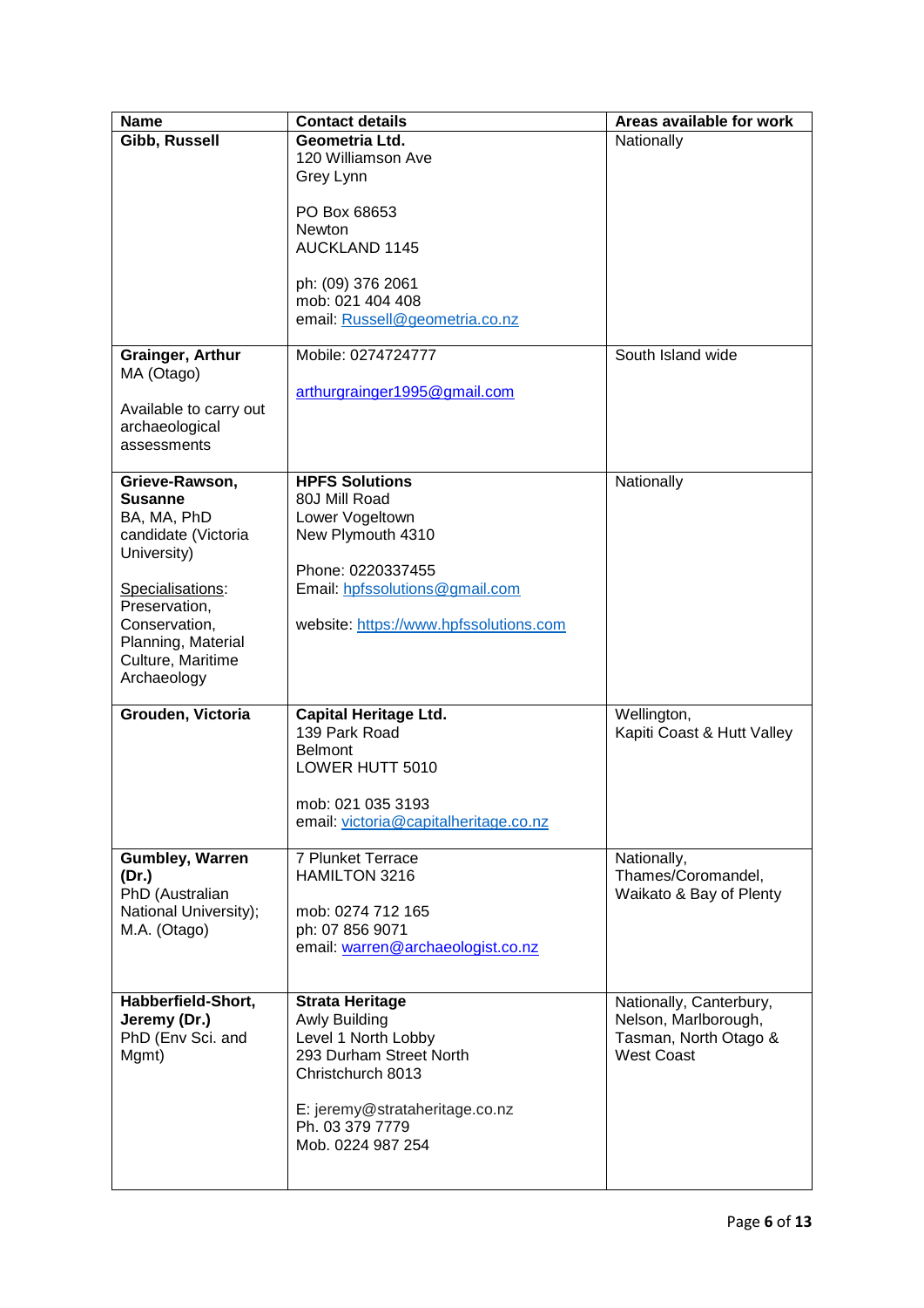| Name | Contact details | Areas available for work |
|---|---|---|
| **Gibb, Russell** | **Geometria Ltd.**<br>120 Williamson Ave<br>Grey Lynn<br><br>PO Box 68653<br>Newton<br>AUCKLAND 1145<br><br>ph: (09) 376 2061<br>mob: 021 404 408<br>email: Russell@geometria.co.nz | Nationally |
| **Grainger, Arthur**<br>MA (Otago)<br><br>Available to carry out archaeological assessments | Mobile: 0274724777<br><br>arthurgrainger1995@gmail.com | South Island wide |
| **Grieve-Rawson, Susanne**<br>BA, MA, PhD candidate (Victoria University)<br><br>Specialisations: Preservation, Conservation, Planning, Material Culture, Maritime Archaeology | **HPFS Solutions**<br>80J Mill Road<br>Lower Vogeltown<br>New Plymouth 4310<br><br>Phone: 0220337455<br>Email: hpfssolutions@gmail.com<br><br>website: https://www.hpfssolutions.com | Nationally |
| **Grouden, Victoria** | **Capital Heritage Ltd.**<br>139 Park Road<br>Belmont<br>LOWER HUTT 5010<br><br>mob: 021 035 3193<br>email: victoria@capitalheritage.co.nz | Wellington,<br>Kapiti Coast & Hutt Valley |
| **Gumbley, Warren (Dr.)**<br>PhD (Australian National University);<br>M.A. (Otago) | 7 Plunket Terrace<br>HAMILTON 3216<br><br>mob: 0274 712 165<br>ph: 07 856 9071<br>email: warren@archaeologist.co.nz | Nationally,<br>Thames/Coromandel,<br>Waikato & Bay of Plenty |
| **Habberfield-Short, Jeremy (Dr.)**<br>PhD (Env Sci. and Mgmt) | **Strata Heritage**<br>Awly Building<br>Level 1 North Lobby<br>293 Durham Street North<br>Christchurch 8013<br><br>E: jeremy@strataheritage.co.nz<br>Ph. 03 379 7779<br>Mob. 0224 987 254 | Nationally, Canterbury, Nelson, Marlborough, Tasman, North Otago & West Coast |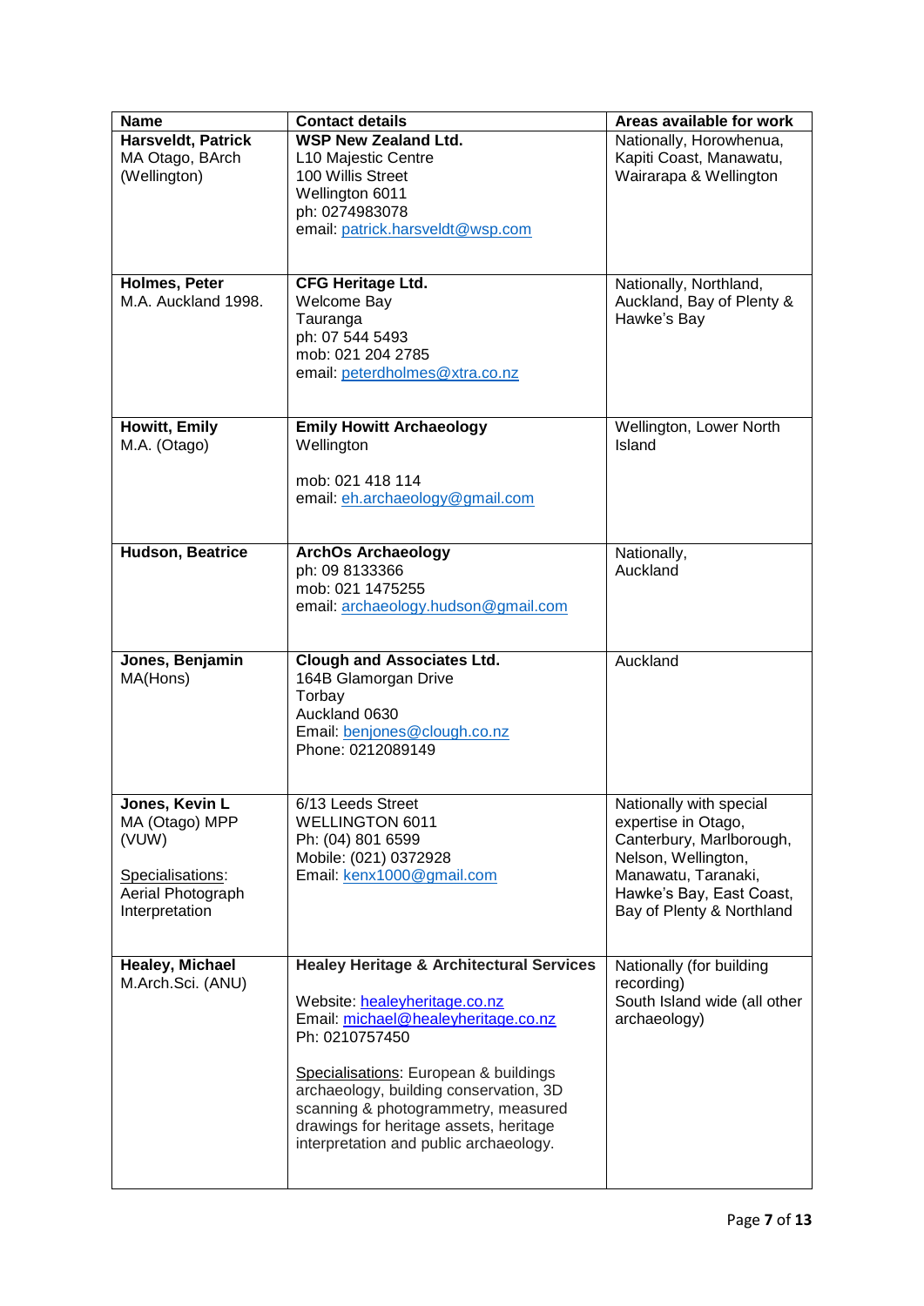| Name | Contact details | Areas available for work |
| --- | --- | --- |
| **Harsveldt, Patrick**<br>MA Otago, BArch (Wellington) | **WSP New Zealand Ltd.**<br>L10 Majestic Centre<br>100 Willis Street<br>Wellington 6011<br>ph: 0274983078<br>email: patrick.harsveldt@wsp.com | Nationally, Horowhenua, Kapiti Coast, Manawatu, Wairarapa & Wellington |
| **Holmes, Peter**<br>M.A. Auckland 1998. | **CFG Heritage Ltd.**<br>Welcome Bay<br>Tauranga<br>ph: 07 544 5493<br>mob: 021 204 2785<br>email: peterdholmes@xtra.co.nz | Nationally, Northland, Auckland, Bay of Plenty & Hawke's Bay |
| **Howitt, Emily**<br>M.A. (Otago) | **Emily Howitt Archaeology**<br>Wellington<br><br>mob: 021 418 114<br>email: eh.archaeology@gmail.com | Wellington, Lower North Island |
| **Hudson, Beatrice** | **ArchOs Archaeology**<br>ph: 09 8133366<br>mob: 021 1475255<br>email: archaeology.hudson@gmail.com | Nationally, Auckland |
| **Jones, Benjamin**<br>MA(Hons) | **Clough and Associates Ltd.**<br>164B Glamorgan Drive<br>Torbay<br>Auckland 0630<br>Email: benjones@clough.co.nz<br>Phone: 0212089149 | Auckland |
| **Jones, Kevin L**<br>MA (Otago) MPP (VUW)<br><br>Specialisations: Aerial Photograph Interpretation | 6/13 Leeds Street<br>WELLINGTON 6011<br>Ph: (04) 801 6599<br>Mobile: (021) 0372928<br>Email: kenx1000@gmail.com | Nationally with special expertise in Otago, Canterbury, Marlborough, Nelson, Wellington, Manawatu, Taranaki, Hawke's Bay, East Coast, Bay of Plenty & Northland |
| **Healey, Michael**<br>M.Arch.Sci. (ANU) | **Healey Heritage & Architectural Services**<br><br>Website: healeyheritage.co.nz<br>Email: michael@healeyheritage.co.nz<br>Ph: 0210757450<br><br>Specialisations: European & buildings archaeology, building conservation, 3D scanning & photogrammetry, measured drawings for heritage assets, heritage interpretation and public archaeology. | Nationally (for building recording)<br>South Island wide (all other archaeology) |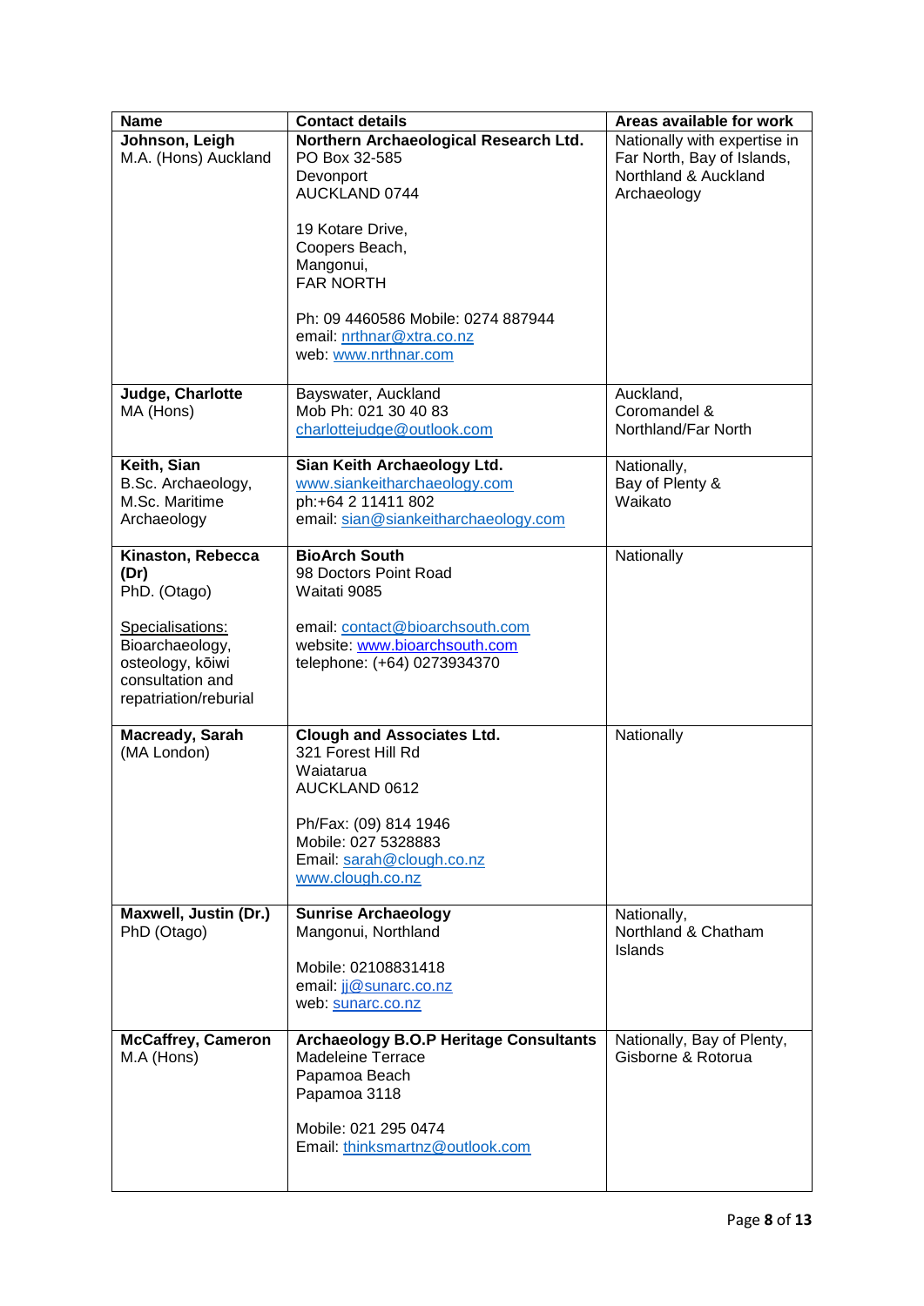| Name | Contact details | Areas available for work |
|---|---|---|
| **Johnson, Leigh**<br>M.A. (Hons) Auckland | **Northern Archaeological Research Ltd.**<br>PO Box 32-585<br>Devonport<br>AUCKLAND 0744<br><br>19 Kotare Drive,<br>Coopers Beach,<br>Mangonui,<br>FAR NORTH<br><br>Ph: 09 4460586 Mobile: 0274 887944<br>email: nrthnar@xtra.co.nz<br>web: www.nrthnar.com | Nationally with expertise in Far North, Bay of Islands, Northland & Auckland Archaeology |
| **Judge, Charlotte**<br>MA (Hons) | Bayswater, Auckland<br>Mob Ph: 021 30 40 83<br>charlottejudge@outlook.com | Auckland,<br>Coromandel &<br>Northland/Far North |
| **Keith, Sian**<br>B.Sc. Archaeology,<br>M.Sc. Maritime<br>Archaeology | **Sian Keith Archaeology Ltd.**<br>www.siankeitharchaeology.com<br>ph:+64 2 11411 802<br>email: sian@siankeitharchaeology.com | Nationally,<br>Bay of Plenty &<br>Waikato |
| **Kinaston, Rebecca (Dr)**<br>PhD. (Otago)<br><br>Specialisations:<br>Bioarchaeology,<br>osteology, kōiwi<br>consultation and<br>repatriation/reburial | **BioArch South**<br>98 Doctors Point Road<br>Waitati 9085<br><br>email: contact@bioarchsouth.com<br>website: www.bioarchsouth.com<br>telephone: (+64) 0273934370 | Nationally |
| **Macready, Sarah**<br>(MA London) | **Clough and Associates Ltd.**<br>321 Forest Hill Rd<br>Waiatarua<br>AUCKLAND 0612<br><br>Ph/Fax: (09) 814 1946<br>Mobile: 027 5328883<br>Email: sarah@clough.co.nz<br>www.clough.co.nz | Nationally |
| **Maxwell, Justin (Dr.)**<br>PhD (Otago) | **Sunrise Archaeology**<br>Mangonui, Northland<br><br>Mobile: 02108831418<br>email: jj@sunarc.co.nz<br>web: sunarc.co.nz | Nationally,<br>Northland & Chatham<br>Islands |
| **McCaffrey, Cameron**<br>M.A (Hons) | **Archaeology B.O.P Heritage Consultants**<br>Madeleine Terrace<br>Papamoa Beach<br>Papamoa 3118<br><br>Mobile: 021 295 0474<br>Email: thinksmartnz@outlook.com | Nationally, Bay of Plenty,<br>Gisborne & Rotorua |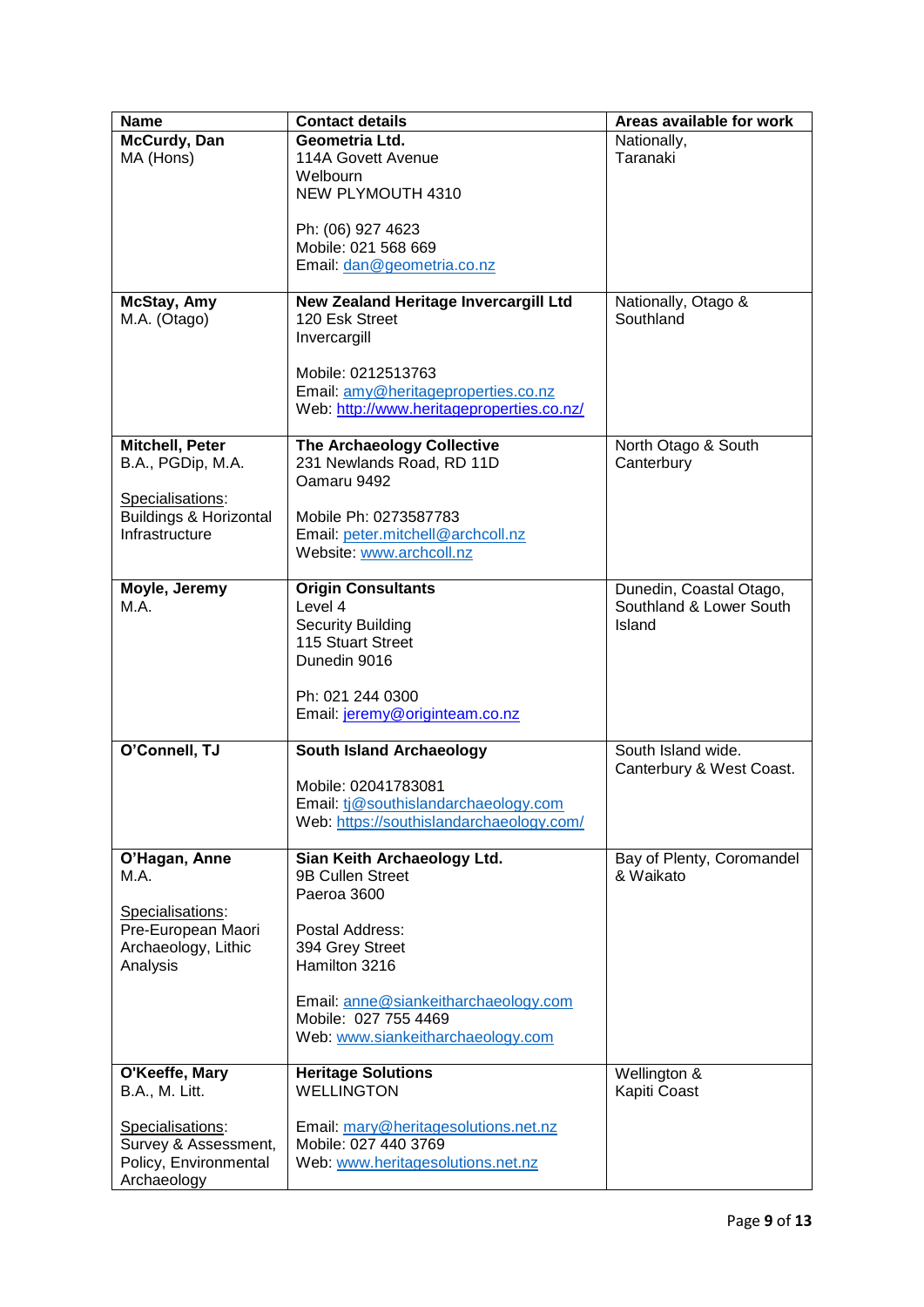| Name | Contact details | Areas available for work |
|---|---|---|
| **McCurdy, Dan**<br>MA (Hons) | **Geometria Ltd.**<br>114A Govett Avenue<br>Welbourn<br>NEW PLYMOUTH 4310<br><br>Ph: (06) 927 4623<br>Mobile: 021 568 669<br>Email: dan@geometria.co.nz | Nationally,<br>Taranaki |
| **McStay, Amy**<br>M.A. (Otago) | **New Zealand Heritage Invercargill Ltd**<br>120 Esk Street<br>Invercargill<br><br>Mobile: 0212513763<br>Email: amy@heritageproperties.co.nz<br>Web: http://www.heritageproperties.co.nz/ | Nationally, Otago & Southland |
| **Mitchell, Peter**<br>B.A., PGDip, M.A.<br><br>Specialisations:<br>Buildings & Horizontal Infrastructure | **The Archaeology Collective**<br>231 Newlands Road, RD 11D<br>Oamaru 9492<br><br>Mobile Ph: 0273587783<br>Email: peter.mitchell@archcoll.nz<br>Website: www.archcoll.nz | North Otago & South Canterbury |
| **Moyle, Jeremy**<br>M.A. | **Origin Consultants**<br>Level 4<br>Security Building<br>115 Stuart Street<br>Dunedin 9016<br><br>Ph: 021 244 0300<br>Email: jeremy@originteam.co.nz | Dunedin, Coastal Otago, Southland & Lower South Island |
| **O'Connell, TJ** | **South Island Archaeology**<br><br>Mobile: 02041783081<br>Email: tj@southislandarchaeology.com<br>Web: https://southislandarchaeology.com/ | South Island wide.<br>Canterbury & West Coast. |
| **O'Hagan, Anne**<br>M.A.<br><br>Specialisations:<br>Pre-European Maori Archaeology, Lithic Analysis | **Sian Keith Archaeology Ltd.**<br>9B Cullen Street<br>Paeroa 3600<br><br>Postal Address:<br>394 Grey Street<br>Hamilton 3216<br><br>Email: anne@siankeitharchaeology.com<br>Mobile: 027 755 4469<br>Web: www.siankeitharchaeology.com | Bay of Plenty, Coromandel & Waikato |
| **O'Keeffe, Mary**<br>B.A., M. Litt.<br><br>Specialisations:<br>Survey & Assessment, Policy, Environmental Archaeology | **Heritage Solutions**<br>WELLINGTON<br><br>Email: mary@heritagesolutions.net.nz<br>Mobile: 027 440 3769<br>Web: www.heritagesolutions.net.nz | Wellington &<br>Kapiti Coast |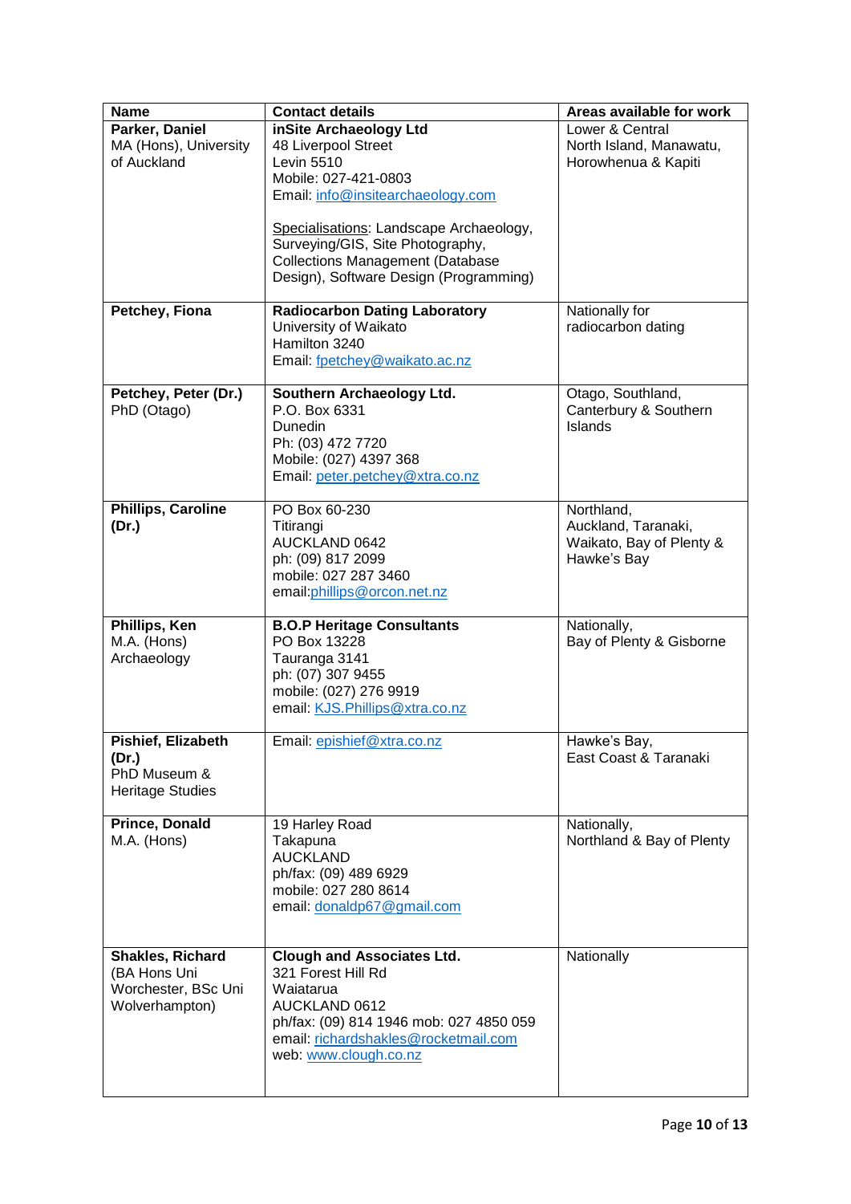| Name | Contact details | Areas available for work |
|---|---|---|
| **Parker, Daniel**<br>MA (Hons), University of Auckland | **inSite Archaeology Ltd**<br>48 Liverpool Street<br>Levin 5510<br>Mobile: 027-421-0803<br>Email: info@insitearchaeology.com<br><br>Specialisations: Landscape Archaeology, Surveying/GIS, Site Photography, Collections Management (Database Design), Software Design (Programming) | Lower & Central North Island, Manawatu, Horowhenua & Kapiti |
| **Petchey, Fiona** | **Radiocarbon Dating Laboratory**<br>University of Waikato<br>Hamilton 3240<br>Email: fpetchey@waikato.ac.nz | Nationally for radiocarbon dating |
| **Petchey, Peter (Dr.)**<br>PhD (Otago) | **Southern Archaeology Ltd.**<br>P.O. Box 6331<br>Dunedin<br>Ph: (03) 472 7720<br>Mobile: (027) 4397 368<br>Email: peter.petchey@xtra.co.nz | Otago, Southland, Canterbury & Southern Islands |
| **Phillips, Caroline (Dr.)** | PO Box 60-230<br>Titirangi<br>AUCKLAND 0642<br>ph: (09) 817 2099<br>mobile: 027 287 3460<br>email:phillips@orcon.net.nz | Northland, Auckland, Taranaki, Waikato, Bay of Plenty & Hawke's Bay |
| **Phillips, Ken**<br>M.A. (Hons) Archaeology | **B.O.P Heritage Consultants**<br>PO Box 13228<br>Tauranga 3141<br>ph: (07) 307 9455<br>mobile: (027) 276 9919<br>email: KJS.Phillips@xtra.co.nz | Nationally, Bay of Plenty & Gisborne |
| **Pishief, Elizabeth (Dr.)**<br>PhD Museum & Heritage Studies | Email: epishief@xtra.co.nz | Hawke's Bay, East Coast & Taranaki |
| **Prince, Donald**<br>M.A. (Hons) | 19 Harley Road<br>Takapuna<br>AUCKLAND<br>ph/fax: (09) 489 6929<br>mobile: 027 280 8614<br>email: donaldp67@gmail.com | Nationally, Northland & Bay of Plenty |
| **Shakles, Richard**<br>(BA Hons Uni Worchester, BSc Uni Wolverhampton) | **Clough and Associates Ltd.**<br>321 Forest Hill Rd<br>Waiatarua<br>AUCKLAND 0612<br>ph/fax: (09) 814 1946 mob: 027 4850 059<br>email: richardshakles@rocketmail.com<br>web: www.clough.co.nz | Nationally |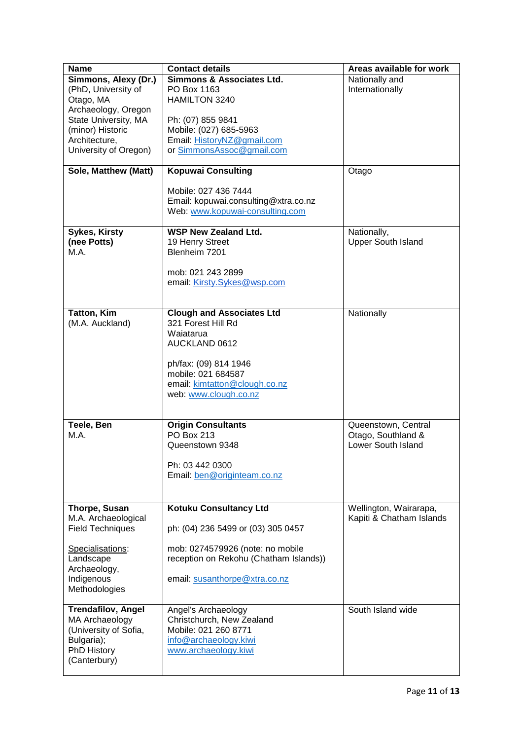| Name | Contact details | Areas available for work |
|---|---|---|
| **Simmons, Alexy (Dr.)**<br>(PhD, University of Otago, MA Archaeology, Oregon State University, MA (minor) Historic Architecture, University of Oregon) | **Simmons & Associates Ltd.**<br>PO Box 1163<br>HAMILTON 3240<br><br>Ph: (07) 855 9841<br>Mobile: (027) 685-5963<br>Email: HistoryNZ@gmail.com<br>or SimmonsAssoc@gmail.com | Nationally and Internationally |
| **Sole, Matthew (Matt)** | **Kopuwai Consulting**<br><br>Mobile: 027 436 7444<br>Email: kopuwai.consulting@xtra.co.nz<br>Web: www.kopuwai-consulting.com | Otago |
| **Sykes, Kirsty (nee Potts)**<br>M.A. | **WSP New Zealand Ltd.**<br>19 Henry Street<br>Blenheim 7201<br><br>mob: 021 243 2899<br>email: Kirsty.Sykes@wsp.com | Nationally,<br>Upper South Island |
| **Tatton, Kim**<br>(M.A. Auckland) | **Clough and Associates Ltd**<br>321 Forest Hill Rd<br>Waiatarua<br>AUCKLAND 0612<br><br>ph/fax: (09) 814 1946<br>mobile: 021 684587<br>email: kimtatton@clough.co.nz<br>web: www.clough.co.nz | Nationally |
| **Teele, Ben**<br>M.A. | **Origin Consultants**<br>PO Box 213<br>Queenstown 9348<br><br>Ph: 03 442 0300<br>Email: ben@originteam.co.nz | Queenstown, Central Otago, Southland & Lower South Island |
| **Thorpe, Susan**<br>M.A. Archaeological Field Techniques<br><br>Specialisations: Landscape Archaeology, Indigenous Methodologies | **Kotuku Consultancy Ltd**<br><br>ph: (04) 236 5499 or (03) 305 0457<br><br>mob: 0274579926 (note: no mobile reception on Rekohu (Chatham Islands))<br><br>email: susanthorpe@xtra.co.nz | Wellington, Wairarapa, Kapiti & Chatham Islands |
| **Trendafilov, Angel**<br>MA Archaeology (University of Sofia, Bulgaria);<br>PhD History (Canterbury) | Angel's Archaeology<br>Christchurch, New Zealand<br>Mobile: 021 260 8771<br>info@archaeology.kiwi<br>www.archaeology.kiwi | South Island wide |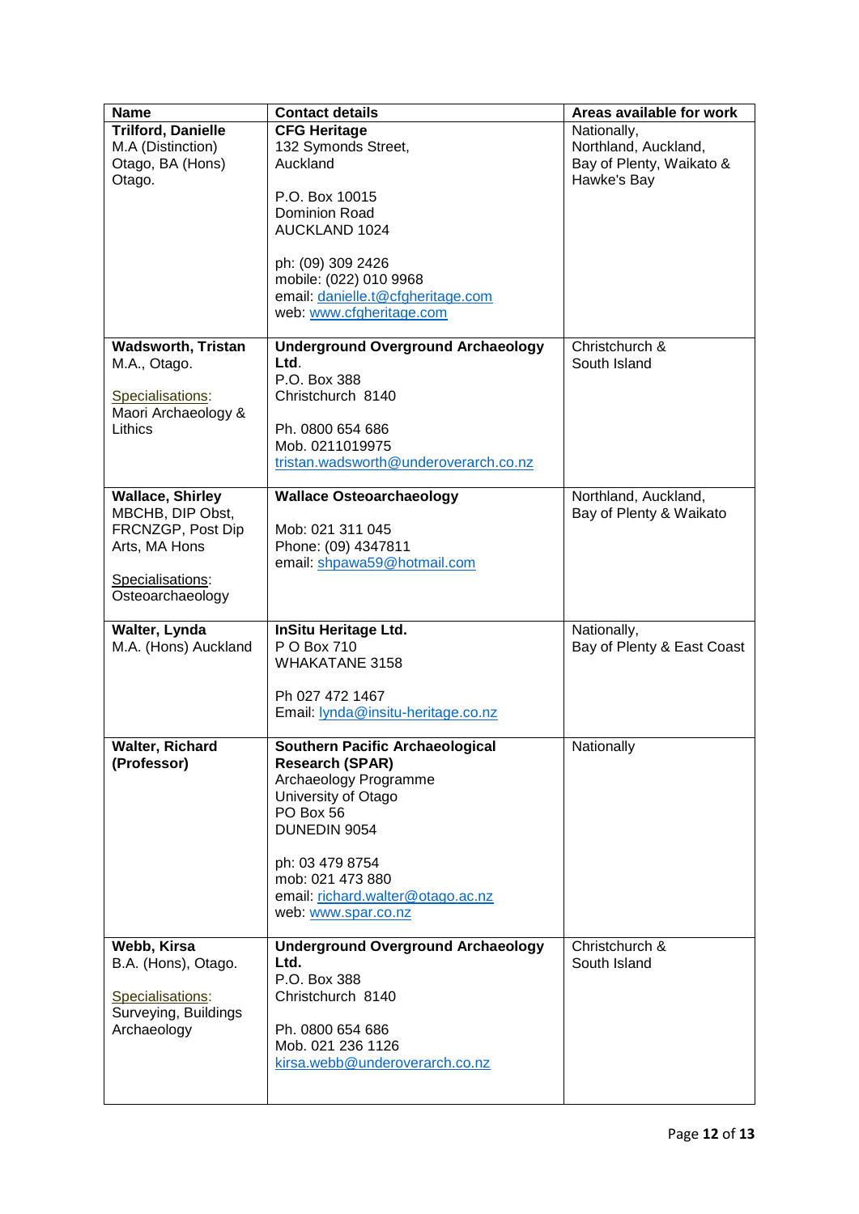| Name | Contact details | Areas available for work |
| --- | --- | --- |
| **Trilford, Danielle**<br>M.A (Distinction) Otago, BA (Hons) Otago. | **CFG Heritage**<br>132 Symonds Street, Auckland<br><br>P.O. Box 10015<br>Dominion Road<br>AUCKLAND 1024<br><br>ph: (09) 309 2426<br>mobile: (022) 010 9968<br>email: danielle.t@cfgheritage.com<br>web: www.cfgheritage.com | Nationally, Northland, Auckland, Bay of Plenty, Waikato & Hawke's Bay |
| **Wadsworth, Tristan**<br>M.A., Otago.<br><br>Specialisations:<br>Maori Archaeology & Lithics | **Underground Overground Archaeology Ltd**.<br>P.O. Box 388<br>Christchurch 8140<br><br>Ph. 0800 654 686<br>Mob. 0211019975<br>tristan.wadsworth@underoverarch.co.nz | Christchurch & South Island |
| **Wallace, Shirley**<br>MBCHB, DIP Obst, FRCNZGP, Post Dip Arts, MA Hons<br><br>Specialisations:<br>Osteoarchaeology | **Wallace Osteoarchaeology**<br><br>Mob: 021 311 045<br>Phone: (09) 4347811<br>email: shpawa59@hotmail.com | Northland, Auckland, Bay of Plenty & Waikato |
| **Walter, Lynda**<br>M.A. (Hons) Auckland | **InSitu Heritage Ltd.**<br>P O Box 710<br>WHAKATANE 3158<br><br>Ph 027 472 1467<br>Email: lynda@insitu-heritage.co.nz | Nationally, Bay of Plenty & East Coast |
| **Walter, Richard (Professor)** | **Southern Pacific Archaeological Research (SPAR)**<br>Archaeology Programme<br>University of Otago<br>PO Box 56<br>DUNEDIN 9054<br><br>ph: 03 479 8754<br>mob: 021 473 880<br>email: richard.walter@otago.ac.nz<br>web: www.spar.co.nz | Nationally |
| **Webb, Kirsa**<br>B.A. (Hons), Otago.<br><br>Specialisations:<br>Surveying, Buildings Archaeology | **Underground Overground Archaeology Ltd.**<br>P.O. Box 388<br>Christchurch 8140<br><br>Ph. 0800 654 686<br>Mob. 021 236 1126<br>kirsa.webb@underoverarch.co.nz | Christchurch & South Island |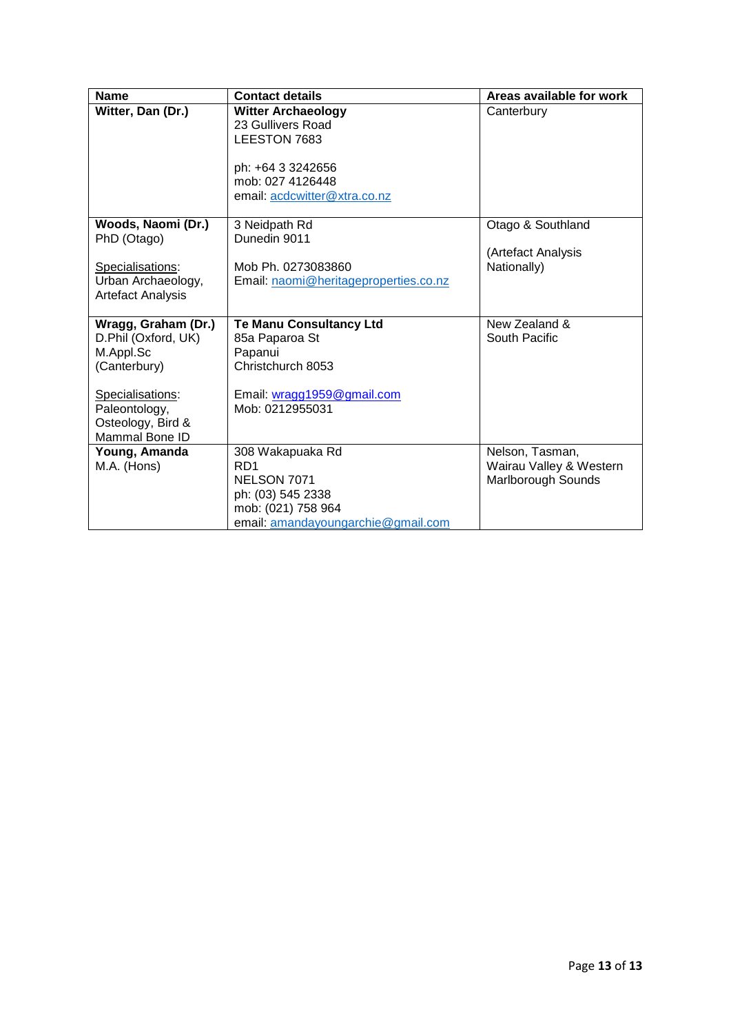| **Name** | **Contact details** | **Areas available for work** |
|---|---|---|
| **Witter, Dan (Dr.)** | **Witter Archaeology**<br>23 Gullivers Road<br>LEESTON 7683<br><br>ph: +64 3 3242656<br>mob: 027 4126448<br>email: acdcwitter@xtra.co.nz | Canterbury |
| **Woods, Naomi (Dr.)**<br>PhD (Otago)<br><br>Specialisations:<br>Urban Archaeology, Artefact Analysis | 3 Neidpath Rd<br>Dunedin 9011<br><br>Mob Ph. 0273083860<br>Email: naomi@heritageproperties.co.nz | Otago & Southland<br><br>(Artefact Analysis Nationally) |
| **Wragg, Graham (Dr.)**<br>D.Phil (Oxford, UK)<br>M.Appl.Sc (Canterbury)<br><br>Specialisations:<br>Paleontology, Osteology, Bird & Mammal Bone ID | **Te Manu Consultancy Ltd**<br>85a Paparoa St<br>Papanui<br>Christchurch 8053<br><br>Email: wragg1959@gmail.com<br>Mob: 0212955031 | New Zealand & South Pacific |
| **Young, Amanda**<br>M.A. (Hons) | 308 Wakapuaka Rd<br>RD1<br>NELSON 7071<br>ph: (03) 545 2338<br>mob: (021) 758 964<br>email: amandayoungarchie@gmail.com | Nelson, Tasman, Wairau Valley & Western Marlborough Sounds |